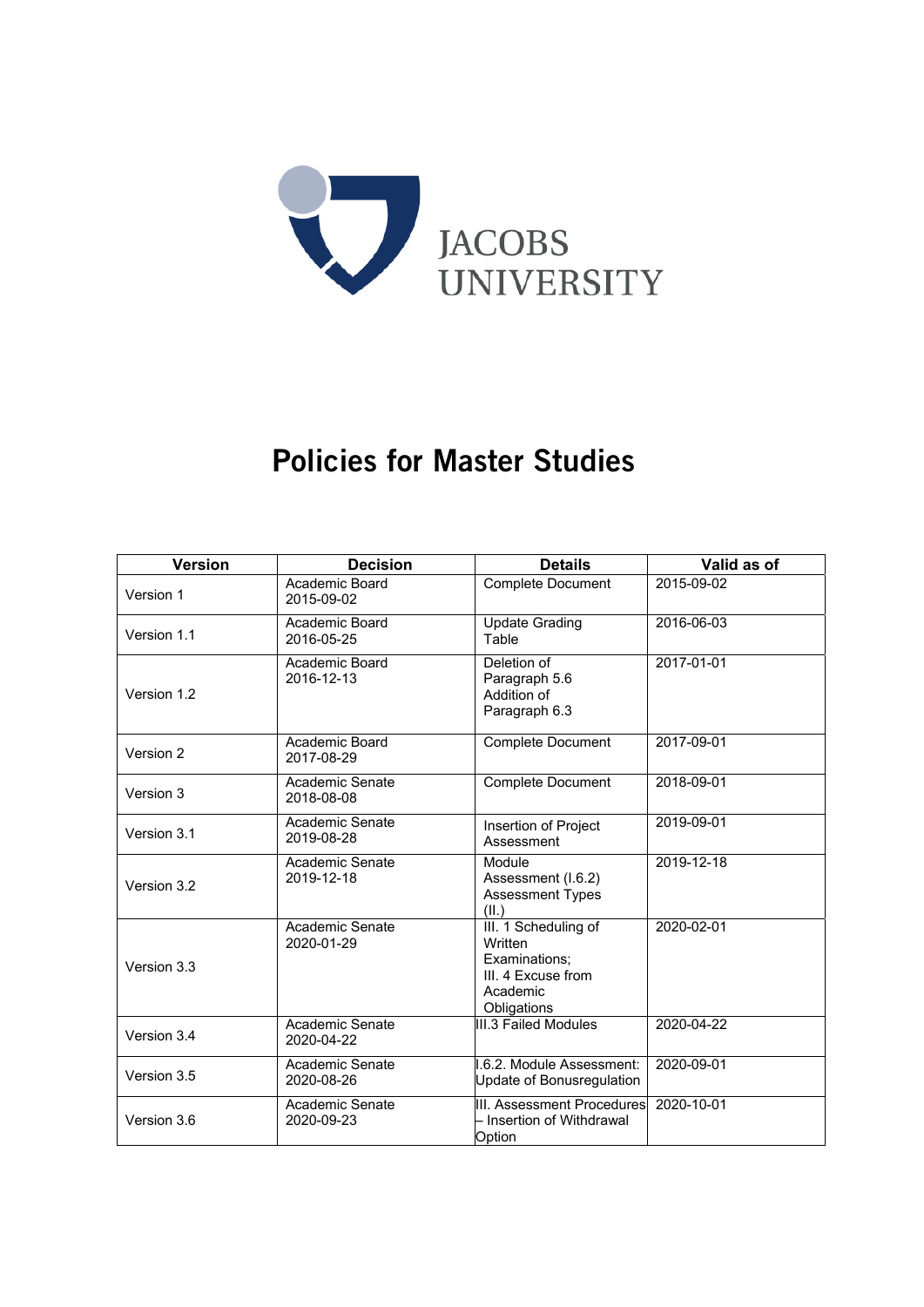JACOBS UNIVERSITY

# Policies for Master Studies

| Version | Decision | Details | Valid as of |
|---|---|---|---|
| Version 1 | Academic Board 2015-09-02 | Complete Document | 2015-09-02 |
| Version 1.1 | Academic Board 2016-05-25 | Update Grading Table | 2016-06-03 |
| Version 1.2 | Academic Board 2016-12-13 | Deletion of Paragraph 5.6 Addition of Paragraph 6.3 | 2017-01-01 |
| Version 2 | Academic Board 2017-08-29 | Complete Document | 2017-09-01 |
| Version 3 | Academic Senate 2018-08-08 | Complete Document | 2018-09-01 |
| Version 3.1 | Academic Senate 2019-08-28 | Insertion of Project Assessment | 2019-09-01 |
| Version 3.2 | Academic Senate 2019-12-18 | Module Assessment (I.6.2) Assessment Types (II.) | 2019-12-18 |
| Version 3.3 | Academic Senate 2020-01-29 | III. 1 Scheduling of Written Examinations; III. 4 Excuse from Academic Obligations | 2020-02-01 |
| Version 3.4 | Academic Senate 2020-04-22 | III.3 Failed Modules | 2020-04-22 |
| Version 3.5 | Academic Senate 2020-08-26 | I.6.2. Module Assessment: Update of Bonusregulation | 2020-09-01 |
| Version 3.6 | Academic Senate 2020-09-23 | III. Assessment Procedures – Insertion of Withdrawal Option | 2020-10-01 |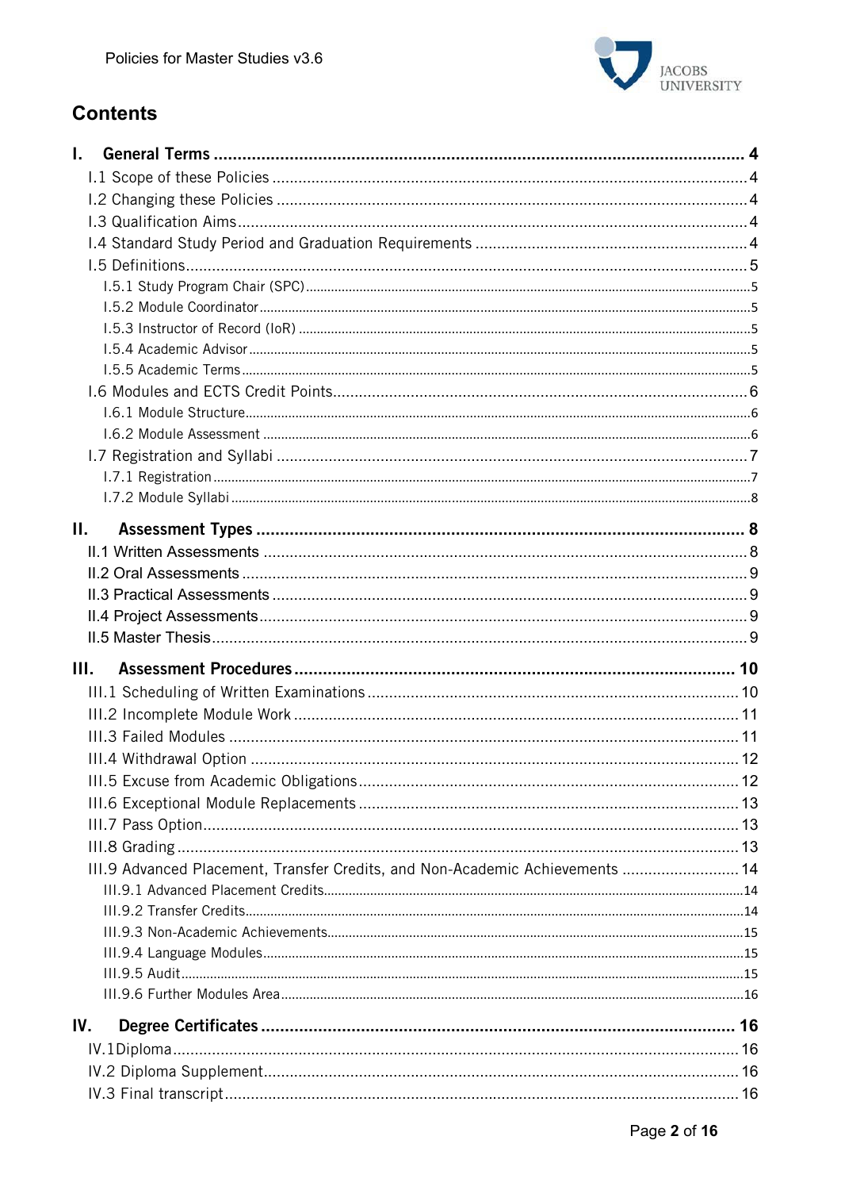## Contents

**I. General Terms** ........ **4**

- I.1 Scope of these Policies ........ 4
- I.2 Changing these Policies ........ 4
- I.3 Qualification Aims ........ 4
- I.4 Standard Study Period and Graduation Requirements ........ 4
- I.5 Definitions ........ 5
  - I.5.1 Study Program Chair (SPC) ........ 5
  - I.5.2 Module Coordinator ........ 5
  - I.5.3 Instructor of Record (IoR) ........ 5
  - I.5.4 Academic Advisor ........ 5
  - I.5.5 Academic Terms ........ 5
- I.6 Modules and ECTS Credit Points ........ 6
  - I.6.1 Module Structure ........ 6
  - I.6.2 Module Assessment ........ 6
- I.7 Registration and Syllabi ........ 7
  - I.7.1 Registration ........ 7
  - I.7.2 Module Syllabi ........ 8

**II. Assessment Types** ........ **8**

- II.1 Written Assessments ........ 8
- II.2 Oral Assessments ........ 9
- II.3 Practical Assessments ........ 9
- II.4 Project Assessments ........ 9
- II.5 Master Thesis ........ 9

**III. Assessment Procedures** ........ **10**

- III.1 Scheduling of Written Examinations ........ 10
- III.2 Incomplete Module Work ........ 11
- III.3 Failed Modules ........ 11
- III.4 Withdrawal Option ........ 12
- III.5 Excuse from Academic Obligations ........ 12
- III.6 Exceptional Module Replacements ........ 13
- III.7 Pass Option ........ 13
- III.8 Grading ........ 13
- III.9 Advanced Placement, Transfer Credits, and Non-Academic Achievements ........ 14
  - III.9.1 Advanced Placement Credits ........ 14
  - III.9.2 Transfer Credits ........ 14
  - III.9.3 Non-Academic Achievements ........ 15
  - III.9.4 Language Modules ........ 15
  - III.9.5 Audit ........ 15
  - III.9.6 Further Modules Area ........ 16

**IV. Degree Certificates** ........ **16**

- IV.1 Diploma ........ 16
- IV.2 Diploma Supplement ........ 16
- IV.3 Final transcript ........ 16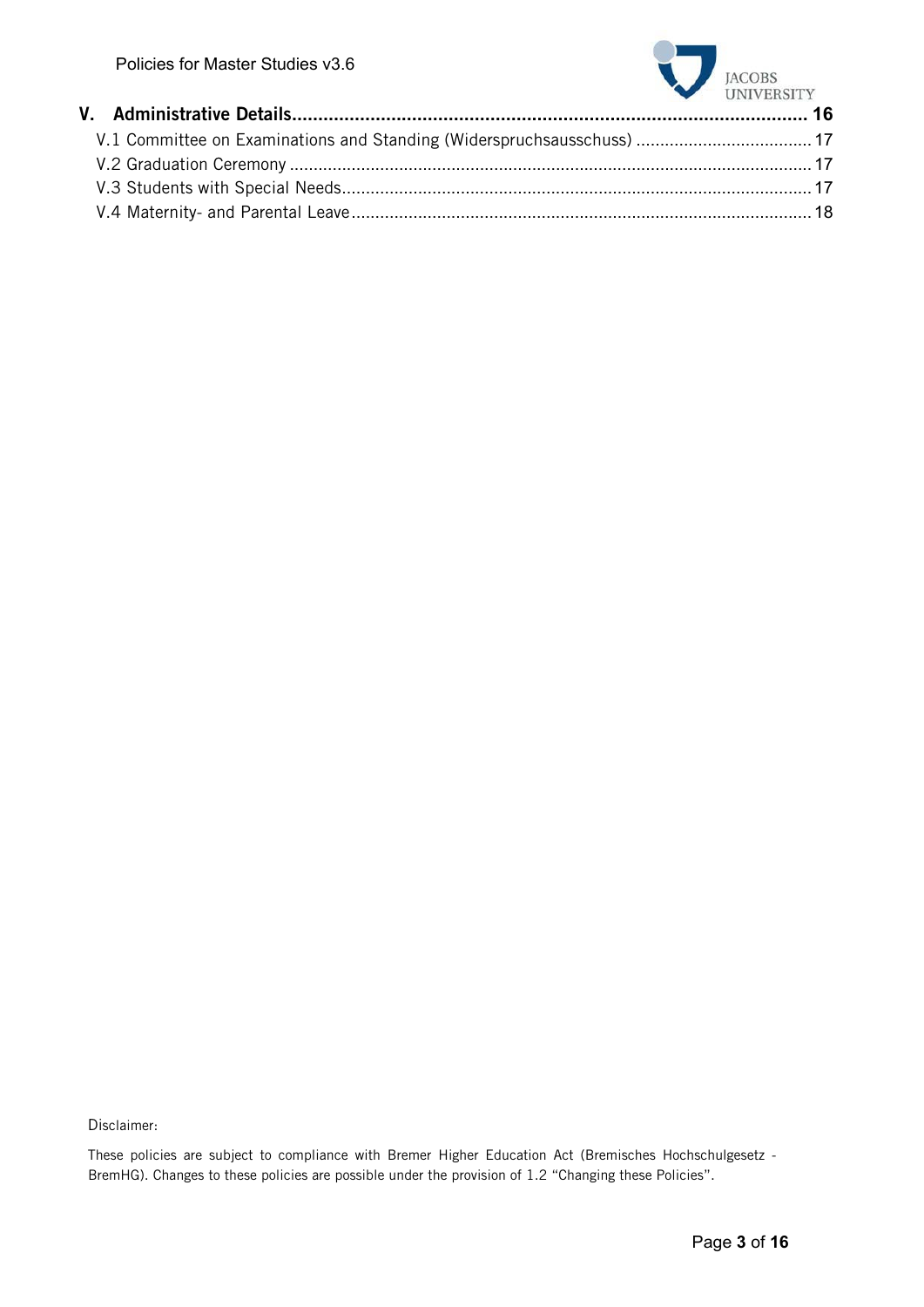**V. Administrative Details** .......... **16**

V.1 Committee on Examinations and Standing (Widerspruchsausschuss) .......... 17

V.2 Graduation Ceremony .......... 17

V.3 Students with Special Needs .......... 17

V.4 Maternity- and Parental Leave .......... 18

Disclaimer:

These policies are subject to compliance with Bremer Higher Education Act (Bremisches Hochschulgesetz - BremHG). Changes to these policies are possible under the provision of 1.2 "Changing these Policies".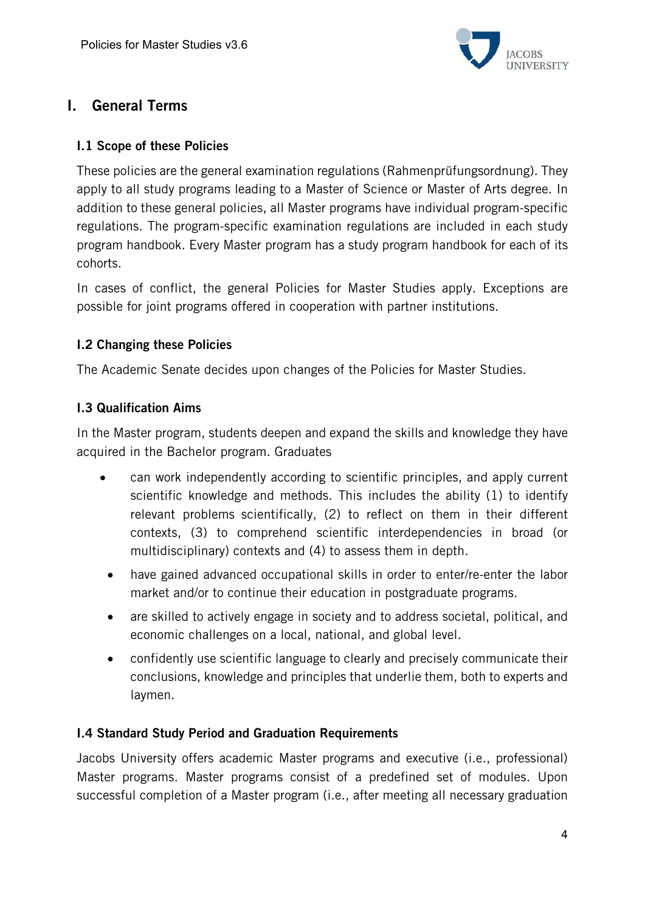# I. General Terms

## I.1 Scope of these Policies

These policies are the general examination regulations (Rahmenprüfungsordnung). They apply to all study programs leading to a Master of Science or Master of Arts degree. In addition to these general policies, all Master programs have individual program-specific regulations. The program-specific examination regulations are included in each study program handbook. Every Master program has a study program handbook for each of its cohorts.

In cases of conflict, the general Policies for Master Studies apply. Exceptions are possible for joint programs offered in cooperation with partner institutions.

## I.2 Changing these Policies

The Academic Senate decides upon changes of the Policies for Master Studies.

## I.3 Qualification Aims

In the Master program, students deepen and expand the skills and knowledge they have acquired in the Bachelor program. Graduates

- can work independently according to scientific principles, and apply current scientific knowledge and methods. This includes the ability (1) to identify relevant problems scientifically, (2) to reflect on them in their different contexts, (3) to comprehend scientific interdependencies in broad (or multidisciplinary) contexts and (4) to assess them in depth.
- have gained advanced occupational skills in order to enter/re-enter the labor market and/or to continue their education in postgraduate programs.
- are skilled to actively engage in society and to address societal, political, and economic challenges on a local, national, and global level.
- confidently use scientific language to clearly and precisely communicate their conclusions, knowledge and principles that underlie them, both to experts and laymen.

## I.4 Standard Study Period and Graduation Requirements

Jacobs University offers academic Master programs and executive (i.e., professional) Master programs. Master programs consist of a predefined set of modules. Upon successful completion of a Master program (i.e., after meeting all necessary graduation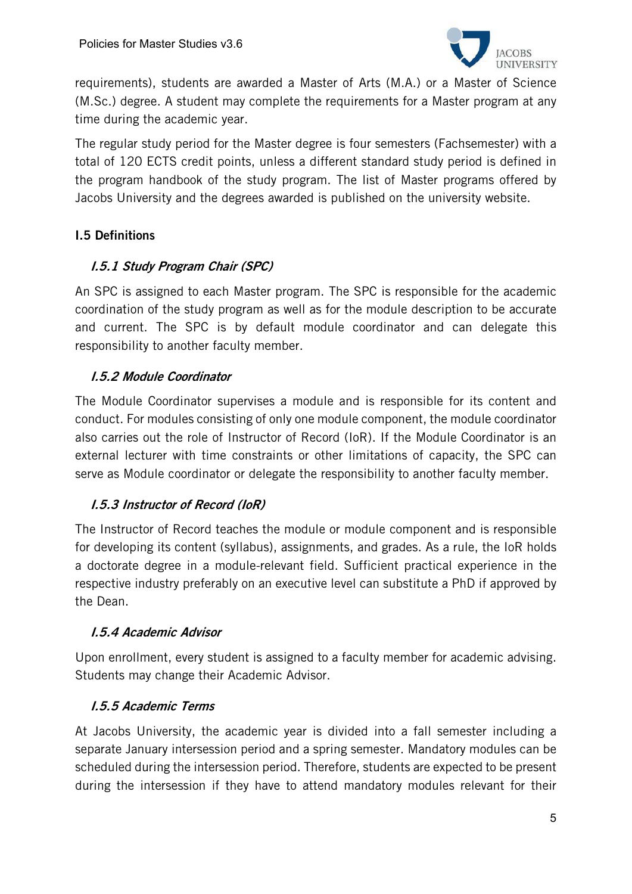requirements), students are awarded a Master of Arts (M.A.) or a Master of Science (M.Sc.) degree. A student may complete the requirements for a Master program at any time during the academic year.

The regular study period for the Master degree is four semesters (Fachsemester) with a total of 120 ECTS credit points, unless a different standard study period is defined in the program handbook of the study program. The list of Master programs offered by Jacobs University and the degrees awarded is published on the university website.

## I.5 Definitions

### *I.5.1 Study Program Chair (SPC)*

An SPC is assigned to each Master program. The SPC is responsible for the academic coordination of the study program as well as for the module description to be accurate and current. The SPC is by default module coordinator and can delegate this responsibility to another faculty member.

### *I.5.2 Module Coordinator*

The Module Coordinator supervises a module and is responsible for its content and conduct. For modules consisting of only one module component, the module coordinator also carries out the role of Instructor of Record (IoR). If the Module Coordinator is an external lecturer with time constraints or other limitations of capacity, the SPC can serve as Module coordinator or delegate the responsibility to another faculty member.

### *I.5.3 Instructor of Record (IoR)*

The Instructor of Record teaches the module or module component and is responsible for developing its content (syllabus), assignments, and grades. As a rule, the IoR holds a doctorate degree in a module-relevant field. Sufficient practical experience in the respective industry preferably on an executive level can substitute a PhD if approved by the Dean.

### *I.5.4 Academic Advisor*

Upon enrollment, every student is assigned to a faculty member for academic advising. Students may change their Academic Advisor.

### *I.5.5 Academic Terms*

At Jacobs University, the academic year is divided into a fall semester including a separate January intersession period and a spring semester. Mandatory modules can be scheduled during the intersession period. Therefore, students are expected to be present during the intersession if they have to attend mandatory modules relevant for their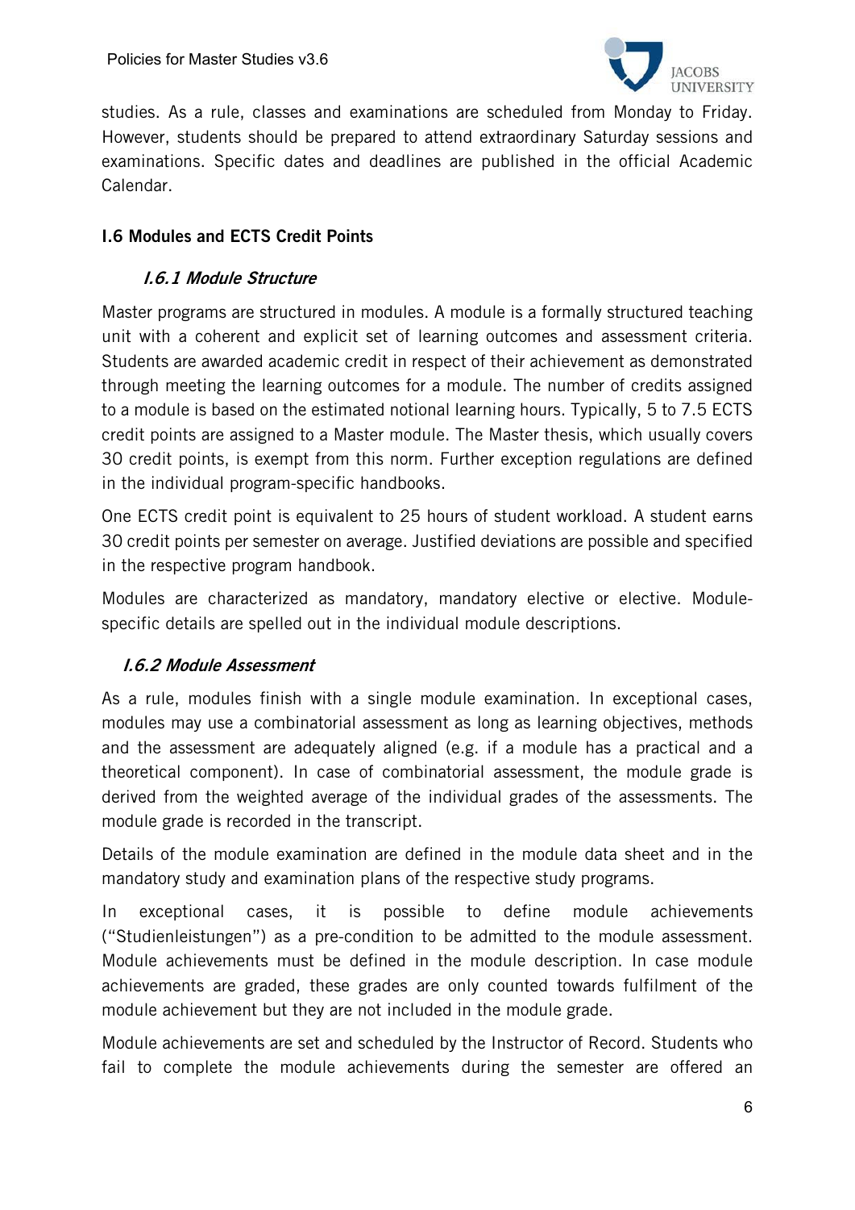studies. As a rule, classes and examinations are scheduled from Monday to Friday. However, students should be prepared to attend extraordinary Saturday sessions and examinations. Specific dates and deadlines are published in the official Academic Calendar.

## I.6 Modules and ECTS Credit Points

### *I.6.1 Module Structure*

Master programs are structured in modules. A module is a formally structured teaching unit with a coherent and explicit set of learning outcomes and assessment criteria. Students are awarded academic credit in respect of their achievement as demonstrated through meeting the learning outcomes for a module. The number of credits assigned to a module is based on the estimated notional learning hours. Typically, 5 to 7.5 ECTS credit points are assigned to a Master module. The Master thesis, which usually covers 30 credit points, is exempt from this norm. Further exception regulations are defined in the individual program-specific handbooks.

One ECTS credit point is equivalent to 25 hours of student workload. A student earns 30 credit points per semester on average. Justified deviations are possible and specified in the respective program handbook.

Modules are characterized as mandatory, mandatory elective or elective. Module-specific details are spelled out in the individual module descriptions.

### *I.6.2 Module Assessment*

As a rule, modules finish with a single module examination. In exceptional cases, modules may use a combinatorial assessment as long as learning objectives, methods and the assessment are adequately aligned (e.g. if a module has a practical and a theoretical component). In case of combinatorial assessment, the module grade is derived from the weighted average of the individual grades of the assessments. The module grade is recorded in the transcript.

Details of the module examination are defined in the module data sheet and in the mandatory study and examination plans of the respective study programs.

In exceptional cases, it is possible to define module achievements ("Studienleistungen") as a pre-condition to be admitted to the module assessment. Module achievements must be defined in the module description. In case module achievements are graded, these grades are only counted towards fulfilment of the module achievement but they are not included in the module grade.

Module achievements are set and scheduled by the Instructor of Record. Students who fail to complete the module achievements during the semester are offered an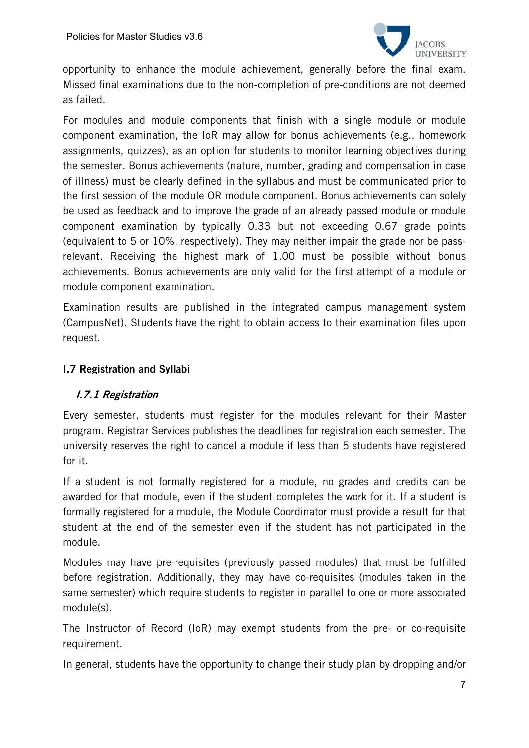opportunity to enhance the module achievement, generally before the final exam. Missed final examinations due to the non-completion of pre-conditions are not deemed as failed.

For modules and module components that finish with a single module or module component examination, the IoR may allow for bonus achievements (e.g., homework assignments, quizzes), as an option for students to monitor learning objectives during the semester. Bonus achievements (nature, number, grading and compensation in case of illness) must be clearly defined in the syllabus and must be communicated prior to the first session of the module OR module component. Bonus achievements can solely be used as feedback and to improve the grade of an already passed module or module component examination by typically 0.33 but not exceeding 0.67 grade points (equivalent to 5 or 10%, respectively). They may neither impair the grade nor be pass-relevant. Receiving the highest mark of 1.00 must be possible without bonus achievements. Bonus achievements are only valid for the first attempt of a module or module component examination.

Examination results are published in the integrated campus management system (CampusNet). Students have the right to obtain access to their examination files upon request.

## I.7 Registration and Syllabi

### *I.7.1 Registration*

Every semester, students must register for the modules relevant for their Master program. Registrar Services publishes the deadlines for registration each semester. The university reserves the right to cancel a module if less than 5 students have registered for it.

If a student is not formally registered for a module, no grades and credits can be awarded for that module, even if the student completes the work for it. If a student is formally registered for a module, the Module Coordinator must provide a result for that student at the end of the semester even if the student has not participated in the module.

Modules may have pre-requisites (previously passed modules) that must be fulfilled before registration. Additionally, they may have co-requisites (modules taken in the same semester) which require students to register in parallel to one or more associated module(s).

The Instructor of Record (IoR) may exempt students from the pre- or co-requisite requirement.

In general, students have the opportunity to change their study plan by dropping and/or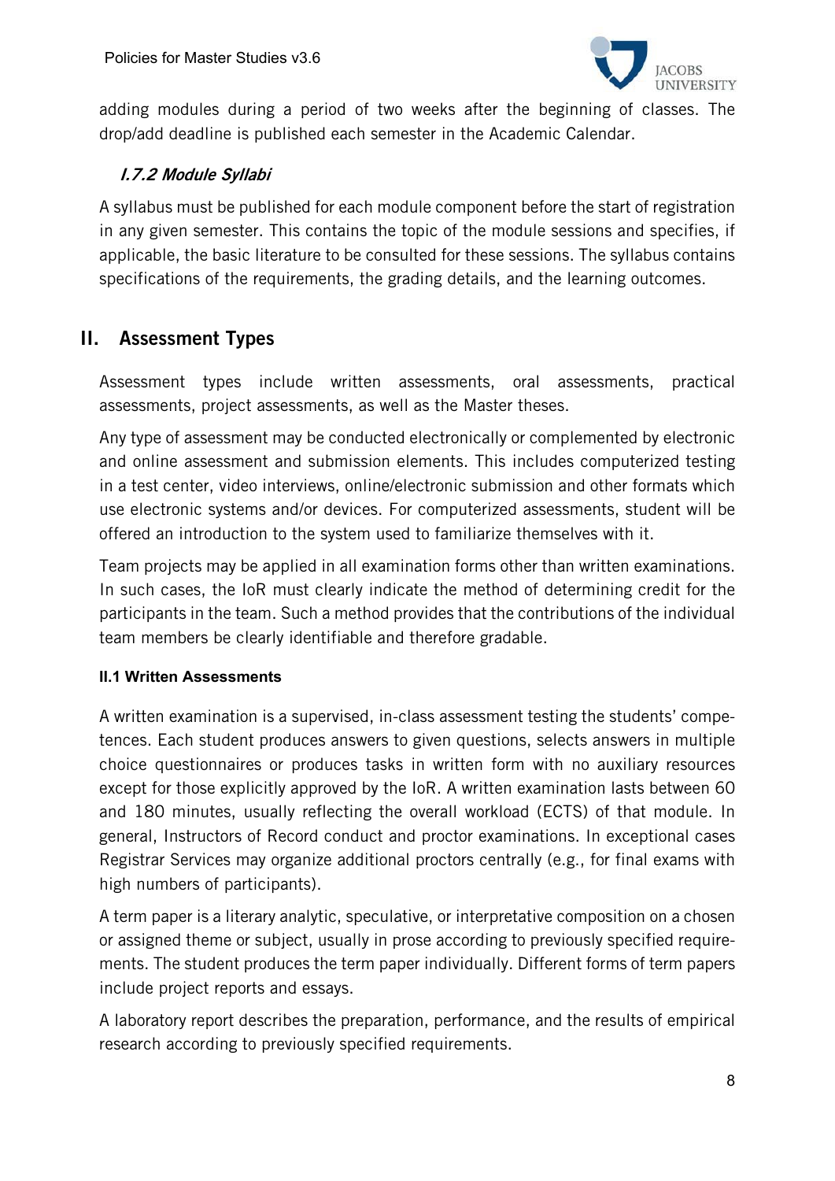adding modules during a period of two weeks after the beginning of classes. The drop/add deadline is published each semester in the Academic Calendar.

### *I.7.2 Module Syllabi*

A syllabus must be published for each module component before the start of registration in any given semester. This contains the topic of the module sessions and specifies, if applicable, the basic literature to be consulted for these sessions. The syllabus contains specifications of the requirements, the grading details, and the learning outcomes.

## II. Assessment Types

Assessment types include written assessments, oral assessments, practical assessments, project assessments, as well as the Master theses.

Any type of assessment may be conducted electronically or complemented by electronic and online assessment and submission elements. This includes computerized testing in a test center, video interviews, online/electronic submission and other formats which use electronic systems and/or devices. For computerized assessments, student will be offered an introduction to the system used to familiarize themselves with it.

Team projects may be applied in all examination forms other than written examinations. In such cases, the IoR must clearly indicate the method of determining credit for the participants in the team. Such a method provides that the contributions of the individual team members be clearly identifiable and therefore gradable.

### II.1 Written Assessments

A written examination is a supervised, in-class assessment testing the students' competences. Each student produces answers to given questions, selects answers in multiple choice questionnaires or produces tasks in written form with no auxiliary resources except for those explicitly approved by the IoR. A written examination lasts between 60 and 180 minutes, usually reflecting the overall workload (ECTS) of that module. In general, Instructors of Record conduct and proctor examinations. In exceptional cases Registrar Services may organize additional proctors centrally (e.g., for final exams with high numbers of participants).

A term paper is a literary analytic, speculative, or interpretative composition on a chosen or assigned theme or subject, usually in prose according to previously specified requirements. The student produces the term paper individually. Different forms of term papers include project reports and essays.

A laboratory report describes the preparation, performance, and the results of empirical research according to previously specified requirements.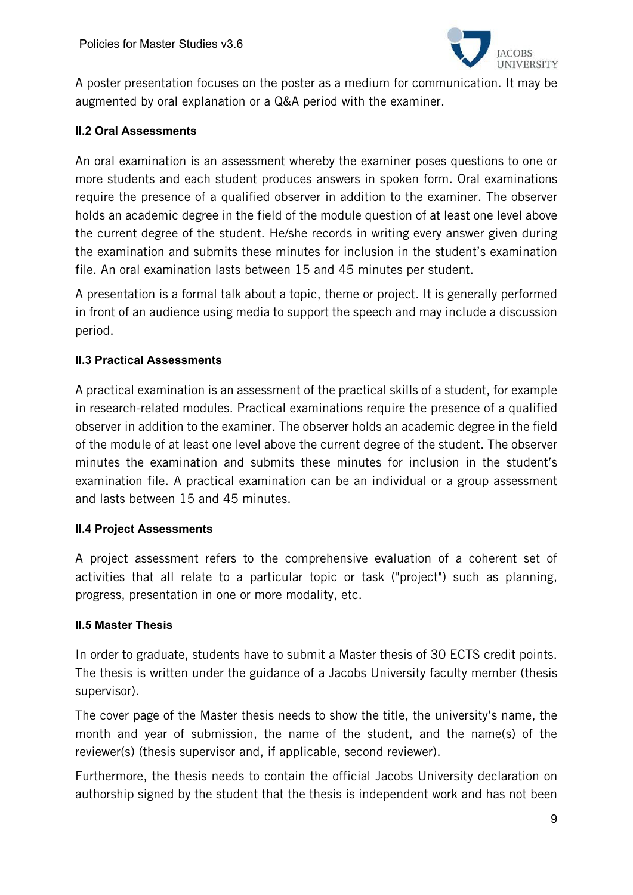A poster presentation focuses on the poster as a medium for communication. It may be augmented by oral explanation or a Q&A period with the examiner.

### II.2 Oral Assessments

An oral examination is an assessment whereby the examiner poses questions to one or more students and each student produces answers in spoken form. Oral examinations require the presence of a qualified observer in addition to the examiner. The observer holds an academic degree in the field of the module question of at least one level above the current degree of the student. He/she records in writing every answer given during the examination and submits these minutes for inclusion in the student's examination file. An oral examination lasts between 15 and 45 minutes per student.

A presentation is a formal talk about a topic, theme or project. It is generally performed in front of an audience using media to support the speech and may include a discussion period.

### II.3 Practical Assessments

A practical examination is an assessment of the practical skills of a student, for example in research-related modules. Practical examinations require the presence of a qualified observer in addition to the examiner. The observer holds an academic degree in the field of the module of at least one level above the current degree of the student. The observer minutes the examination and submits these minutes for inclusion in the student's examination file. A practical examination can be an individual or a group assessment and lasts between 15 and 45 minutes.

### II.4 Project Assessments

A project assessment refers to the comprehensive evaluation of a coherent set of activities that all relate to a particular topic or task ("project") such as planning, progress, presentation in one or more modality, etc.

### II.5 Master Thesis

In order to graduate, students have to submit a Master thesis of 30 ECTS credit points. The thesis is written under the guidance of a Jacobs University faculty member (thesis supervisor).

The cover page of the Master thesis needs to show the title, the university's name, the month and year of submission, the name of the student, and the name(s) of the reviewer(s) (thesis supervisor and, if applicable, second reviewer).

Furthermore, the thesis needs to contain the official Jacobs University declaration on authorship signed by the student that the thesis is independent work and has not been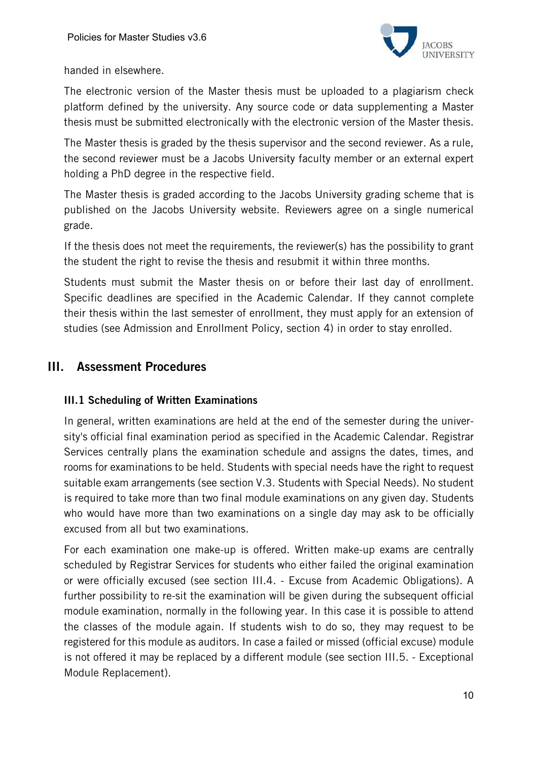handed in elsewhere.

The electronic version of the Master thesis must be uploaded to a plagiarism check platform defined by the university. Any source code or data supplementing a Master thesis must be submitted electronically with the electronic version of the Master thesis.

The Master thesis is graded by the thesis supervisor and the second reviewer. As a rule, the second reviewer must be a Jacobs University faculty member or an external expert holding a PhD degree in the respective field.

The Master thesis is graded according to the Jacobs University grading scheme that is published on the Jacobs University website. Reviewers agree on a single numerical grade.

If the thesis does not meet the requirements, the reviewer(s) has the possibility to grant the student the right to revise the thesis and resubmit it within three months.

Students must submit the Master thesis on or before their last day of enrollment. Specific deadlines are specified in the Academic Calendar. If they cannot complete their thesis within the last semester of enrollment, they must apply for an extension of studies (see Admission and Enrollment Policy, section 4) in order to stay enrolled.

## III. Assessment Procedures

### III.1 Scheduling of Written Examinations

In general, written examinations are held at the end of the semester during the university's official final examination period as specified in the Academic Calendar. Registrar Services centrally plans the examination schedule and assigns the dates, times, and rooms for examinations to be held. Students with special needs have the right to request suitable exam arrangements (see section V.3. Students with Special Needs). No student is required to take more than two final module examinations on any given day. Students who would have more than two examinations on a single day may ask to be officially excused from all but two examinations.

For each examination one make-up is offered. Written make-up exams are centrally scheduled by Registrar Services for students who either failed the original examination or were officially excused (see section III.4. - Excuse from Academic Obligations). A further possibility to re-sit the examination will be given during the subsequent official module examination, normally in the following year. In this case it is possible to attend the classes of the module again. If students wish to do so, they may request to be registered for this module as auditors. In case a failed or missed (official excuse) module is not offered it may be replaced by a different module (see section III.5. - Exceptional Module Replacement).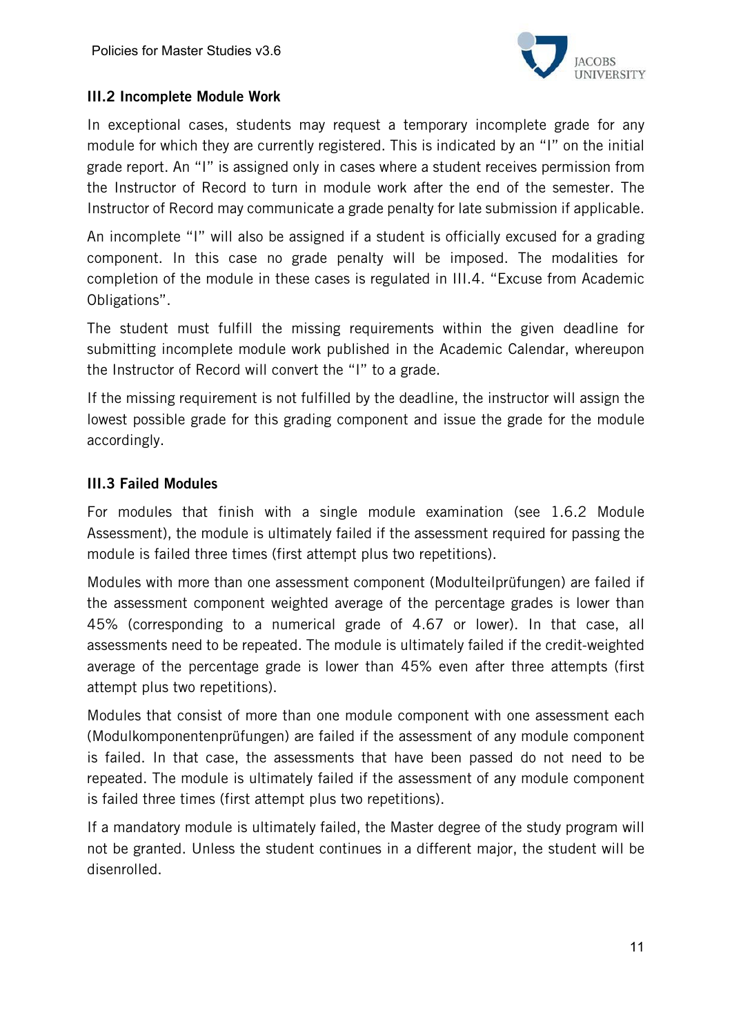### III.2 Incomplete Module Work

In exceptional cases, students may request a temporary incomplete grade for any module for which they are currently registered. This is indicated by an "I" on the initial grade report. An "I" is assigned only in cases where a student receives permission from the Instructor of Record to turn in module work after the end of the semester. The Instructor of Record may communicate a grade penalty for late submission if applicable.

An incomplete "I" will also be assigned if a student is officially excused for a grading component. In this case no grade penalty will be imposed. The modalities for completion of the module in these cases is regulated in III.4. "Excuse from Academic Obligations".

The student must fulfill the missing requirements within the given deadline for submitting incomplete module work published in the Academic Calendar, whereupon the Instructor of Record will convert the "I" to a grade.

If the missing requirement is not fulfilled by the deadline, the instructor will assign the lowest possible grade for this grading component and issue the grade for the module accordingly.

### III.3 Failed Modules

For modules that finish with a single module examination (see 1.6.2 Module Assessment), the module is ultimately failed if the assessment required for passing the module is failed three times (first attempt plus two repetitions).

Modules with more than one assessment component (Modulteilprüfungen) are failed if the assessment component weighted average of the percentage grades is lower than 45% (corresponding to a numerical grade of 4.67 or lower). In that case, all assessments need to be repeated. The module is ultimately failed if the credit-weighted average of the percentage grade is lower than 45% even after three attempts (first attempt plus two repetitions).

Modules that consist of more than one module component with one assessment each (Modulkomponentenprüfungen) are failed if the assessment of any module component is failed. In that case, the assessments that have been passed do not need to be repeated. The module is ultimately failed if the assessment of any module component is failed three times (first attempt plus two repetitions).

If a mandatory module is ultimately failed, the Master degree of the study program will not be granted. Unless the student continues in a different major, the student will be disenrolled.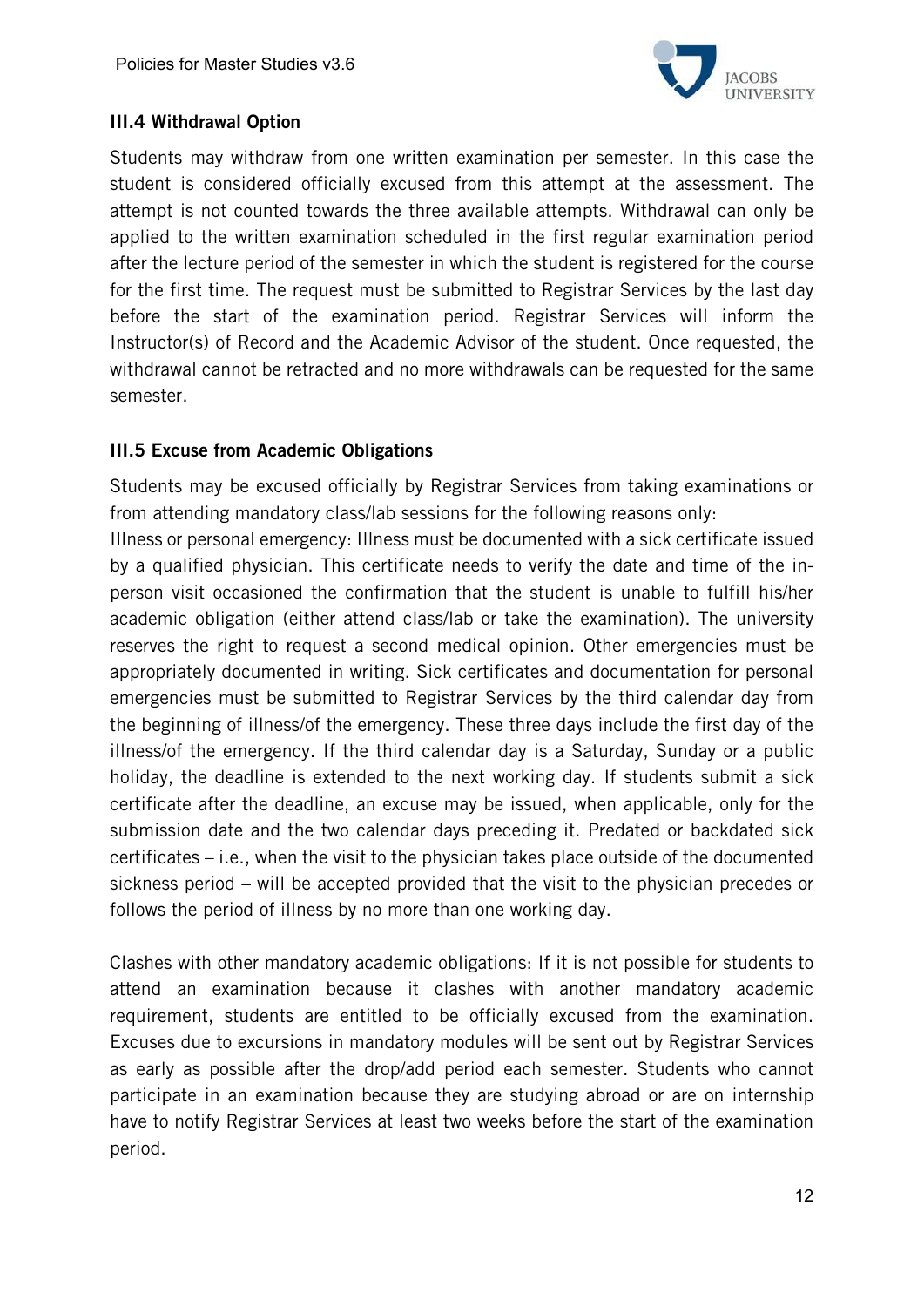### III.4 Withdrawal Option

Students may withdraw from one written examination per semester. In this case the student is considered officially excused from this attempt at the assessment. The attempt is not counted towards the three available attempts. Withdrawal can only be applied to the written examination scheduled in the first regular examination period after the lecture period of the semester in which the student is registered for the course for the first time. The request must be submitted to Registrar Services by the last day before the start of the examination period. Registrar Services will inform the Instructor(s) of Record and the Academic Advisor of the student. Once requested, the withdrawal cannot be retracted and no more withdrawals can be requested for the same semester.

### III.5 Excuse from Academic Obligations

Students may be excused officially by Registrar Services from taking examinations or from attending mandatory class/lab sessions for the following reasons only:

Illness or personal emergency: Illness must be documented with a sick certificate issued by a qualified physician. This certificate needs to verify the date and time of the in-person visit occasioned the confirmation that the student is unable to fulfill his/her academic obligation (either attend class/lab or take the examination). The university reserves the right to request a second medical opinion. Other emergencies must be appropriately documented in writing. Sick certificates and documentation for personal emergencies must be submitted to Registrar Services by the third calendar day from the beginning of illness/of the emergency. These three days include the first day of the illness/of the emergency. If the third calendar day is a Saturday, Sunday or a public holiday, the deadline is extended to the next working day. If students submit a sick certificate after the deadline, an excuse may be issued, when applicable, only for the submission date and the two calendar days preceding it. Predated or backdated sick certificates – i.e., when the visit to the physician takes place outside of the documented sickness period – will be accepted provided that the visit to the physician precedes or follows the period of illness by no more than one working day.

Clashes with other mandatory academic obligations: If it is not possible for students to attend an examination because it clashes with another mandatory academic requirement, students are entitled to be officially excused from the examination. Excuses due to excursions in mandatory modules will be sent out by Registrar Services as early as possible after the drop/add period each semester. Students who cannot participate in an examination because they are studying abroad or are on internship have to notify Registrar Services at least two weeks before the start of the examination period.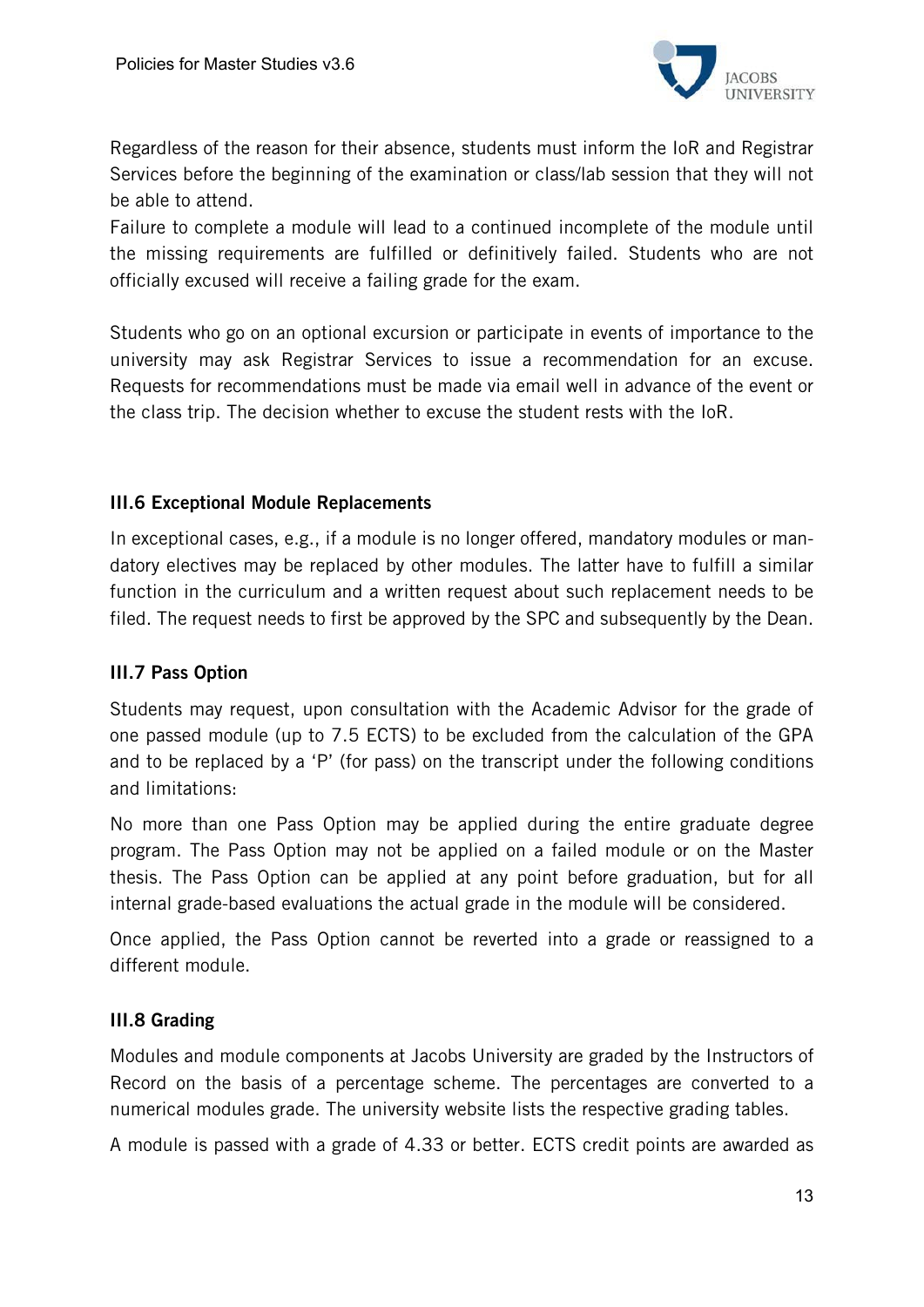Regardless of the reason for their absence, students must inform the IoR and Registrar Services before the beginning of the examination or class/lab session that they will not be able to attend.

Failure to complete a module will lead to a continued incomplete of the module until the missing requirements are fulfilled or definitively failed. Students who are not officially excused will receive a failing grade for the exam.

Students who go on an optional excursion or participate in events of importance to the university may ask Registrar Services to issue a recommendation for an excuse. Requests for recommendations must be made via email well in advance of the event or the class trip. The decision whether to excuse the student rests with the IoR.

### III.6 Exceptional Module Replacements

In exceptional cases, e.g., if a module is no longer offered, mandatory modules or mandatory electives may be replaced by other modules. The latter have to fulfill a similar function in the curriculum and a written request about such replacement needs to be filed. The request needs to first be approved by the SPC and subsequently by the Dean.

### III.7 Pass Option

Students may request, upon consultation with the Academic Advisor for the grade of one passed module (up to 7.5 ECTS) to be excluded from the calculation of the GPA and to be replaced by a 'P' (for pass) on the transcript under the following conditions and limitations:

No more than one Pass Option may be applied during the entire graduate degree program. The Pass Option may not be applied on a failed module or on the Master thesis. The Pass Option can be applied at any point before graduation, but for all internal grade-based evaluations the actual grade in the module will be considered.

Once applied, the Pass Option cannot be reverted into a grade or reassigned to a different module.

### III.8 Grading

Modules and module components at Jacobs University are graded by the Instructors of Record on the basis of a percentage scheme. The percentages are converted to a numerical modules grade. The university website lists the respective grading tables.

A module is passed with a grade of 4.33 or better. ECTS credit points are awarded as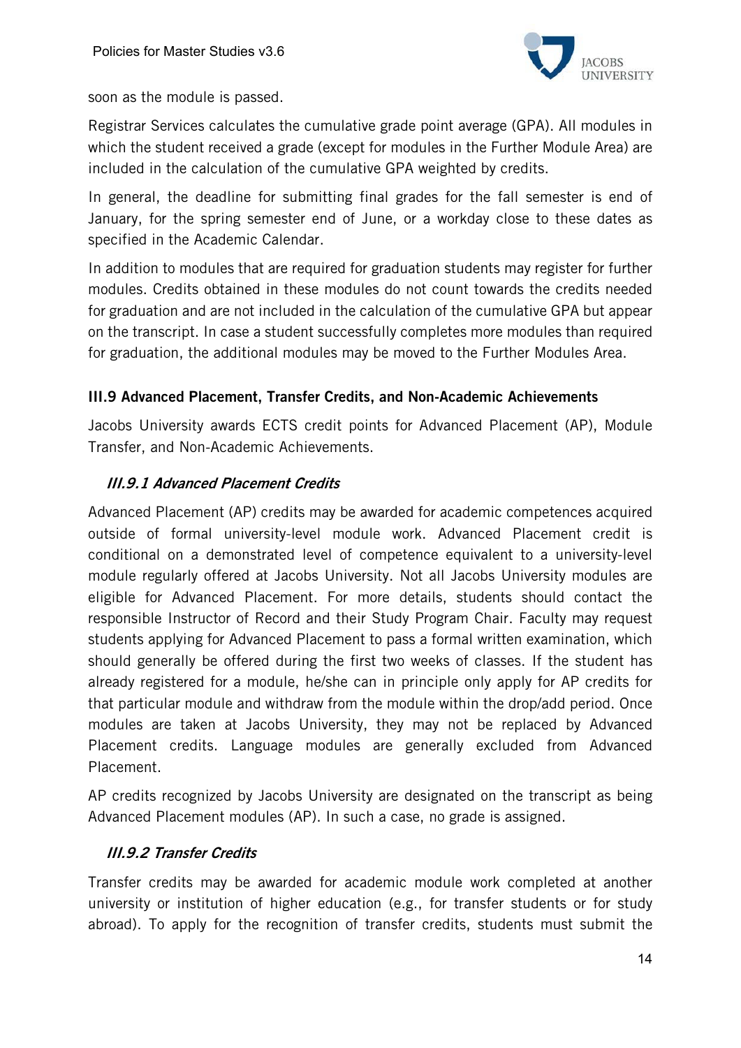soon as the module is passed.

Registrar Services calculates the cumulative grade point average (GPA). All modules in which the student received a grade (except for modules in the Further Module Area) are included in the calculation of the cumulative GPA weighted by credits.

In general, the deadline for submitting final grades for the fall semester is end of January, for the spring semester end of June, or a workday close to these dates as specified in the Academic Calendar.

In addition to modules that are required for graduation students may register for further modules. Credits obtained in these modules do not count towards the credits needed for graduation and are not included in the calculation of the cumulative GPA but appear on the transcript. In case a student successfully completes more modules than required for graduation, the additional modules may be moved to the Further Modules Area.

### III.9 Advanced Placement, Transfer Credits, and Non-Academic Achievements

Jacobs University awards ECTS credit points for Advanced Placement (AP), Module Transfer, and Non-Academic Achievements.

#### *III.9.1 Advanced Placement Credits*

Advanced Placement (AP) credits may be awarded for academic competences acquired outside of formal university-level module work. Advanced Placement credit is conditional on a demonstrated level of competence equivalent to a university-level module regularly offered at Jacobs University. Not all Jacobs University modules are eligible for Advanced Placement. For more details, students should contact the responsible Instructor of Record and their Study Program Chair. Faculty may request students applying for Advanced Placement to pass a formal written examination, which should generally be offered during the first two weeks of classes. If the student has already registered for a module, he/she can in principle only apply for AP credits for that particular module and withdraw from the module within the drop/add period. Once modules are taken at Jacobs University, they may not be replaced by Advanced Placement credits. Language modules are generally excluded from Advanced Placement.

AP credits recognized by Jacobs University are designated on the transcript as being Advanced Placement modules (AP). In such a case, no grade is assigned.

#### *III.9.2 Transfer Credits*

Transfer credits may be awarded for academic module work completed at another university or institution of higher education (e.g., for transfer students or for study abroad). To apply for the recognition of transfer credits, students must submit the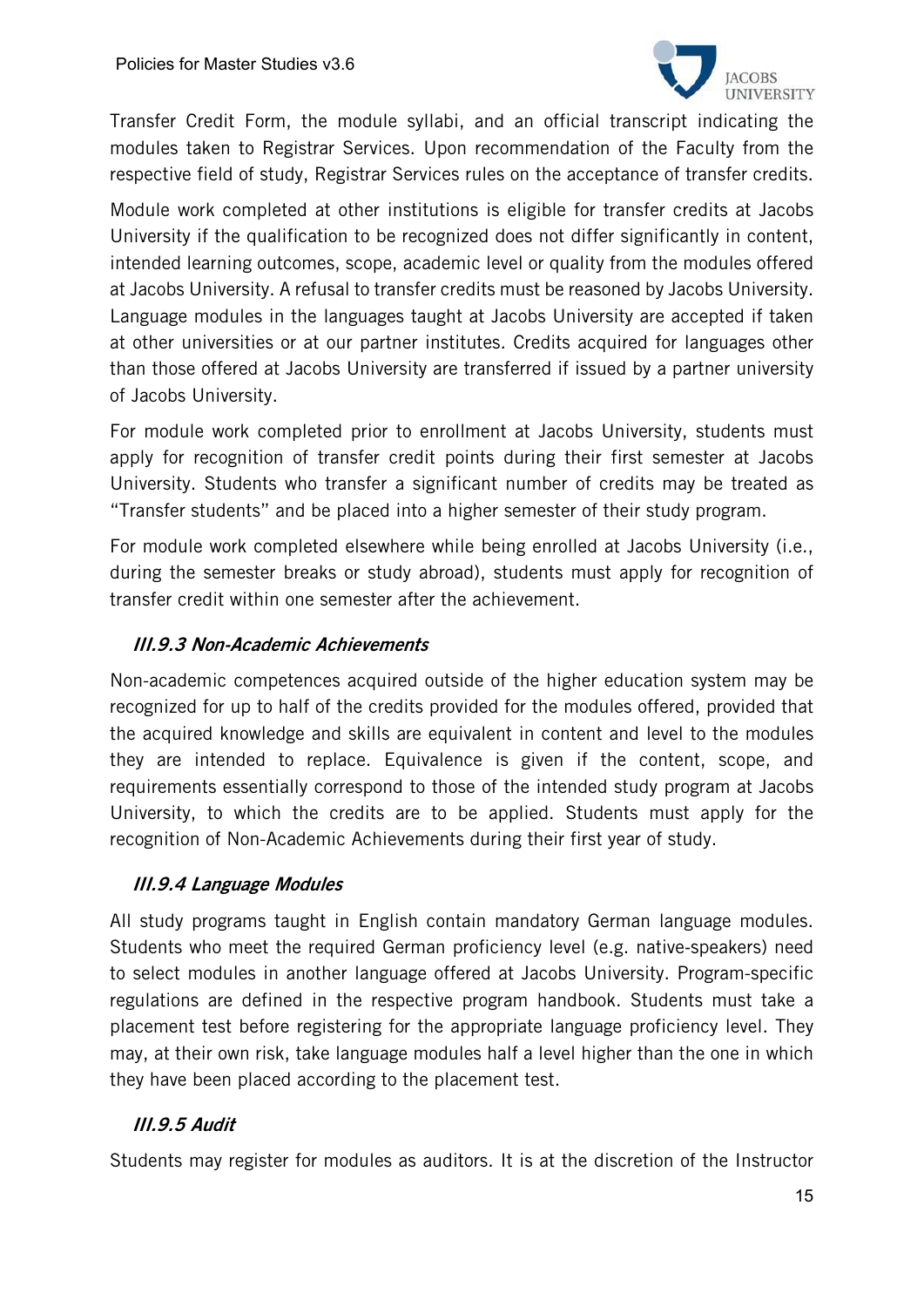Transfer Credit Form, the module syllabi, and an official transcript indicating the modules taken to Registrar Services. Upon recommendation of the Faculty from the respective field of study, Registrar Services rules on the acceptance of transfer credits.

Module work completed at other institutions is eligible for transfer credits at Jacobs University if the qualification to be recognized does not differ significantly in content, intended learning outcomes, scope, academic level or quality from the modules offered at Jacobs University. A refusal to transfer credits must be reasoned by Jacobs University. Language modules in the languages taught at Jacobs University are accepted if taken at other universities or at our partner institutes. Credits acquired for languages other than those offered at Jacobs University are transferred if issued by a partner university of Jacobs University.

For module work completed prior to enrollment at Jacobs University, students must apply for recognition of transfer credit points during their first semester at Jacobs University. Students who transfer a significant number of credits may be treated as "Transfer students" and be placed into a higher semester of their study program.

For module work completed elsewhere while being enrolled at Jacobs University (i.e., during the semester breaks or study abroad), students must apply for recognition of transfer credit within one semester after the achievement.

### *III.9.3 Non-Academic Achievements*

Non-academic competences acquired outside of the higher education system may be recognized for up to half of the credits provided for the modules offered, provided that the acquired knowledge and skills are equivalent in content and level to the modules they are intended to replace. Equivalence is given if the content, scope, and requirements essentially correspond to those of the intended study program at Jacobs University, to which the credits are to be applied. Students must apply for the recognition of Non-Academic Achievements during their first year of study.

### *III.9.4 Language Modules*

All study programs taught in English contain mandatory German language modules. Students who meet the required German proficiency level (e.g. native-speakers) need to select modules in another language offered at Jacobs University. Program-specific regulations are defined in the respective program handbook. Students must take a placement test before registering for the appropriate language proficiency level. They may, at their own risk, take language modules half a level higher than the one in which they have been placed according to the placement test.

### *III.9.5 Audit*

Students may register for modules as auditors. It is at the discretion of the Instructor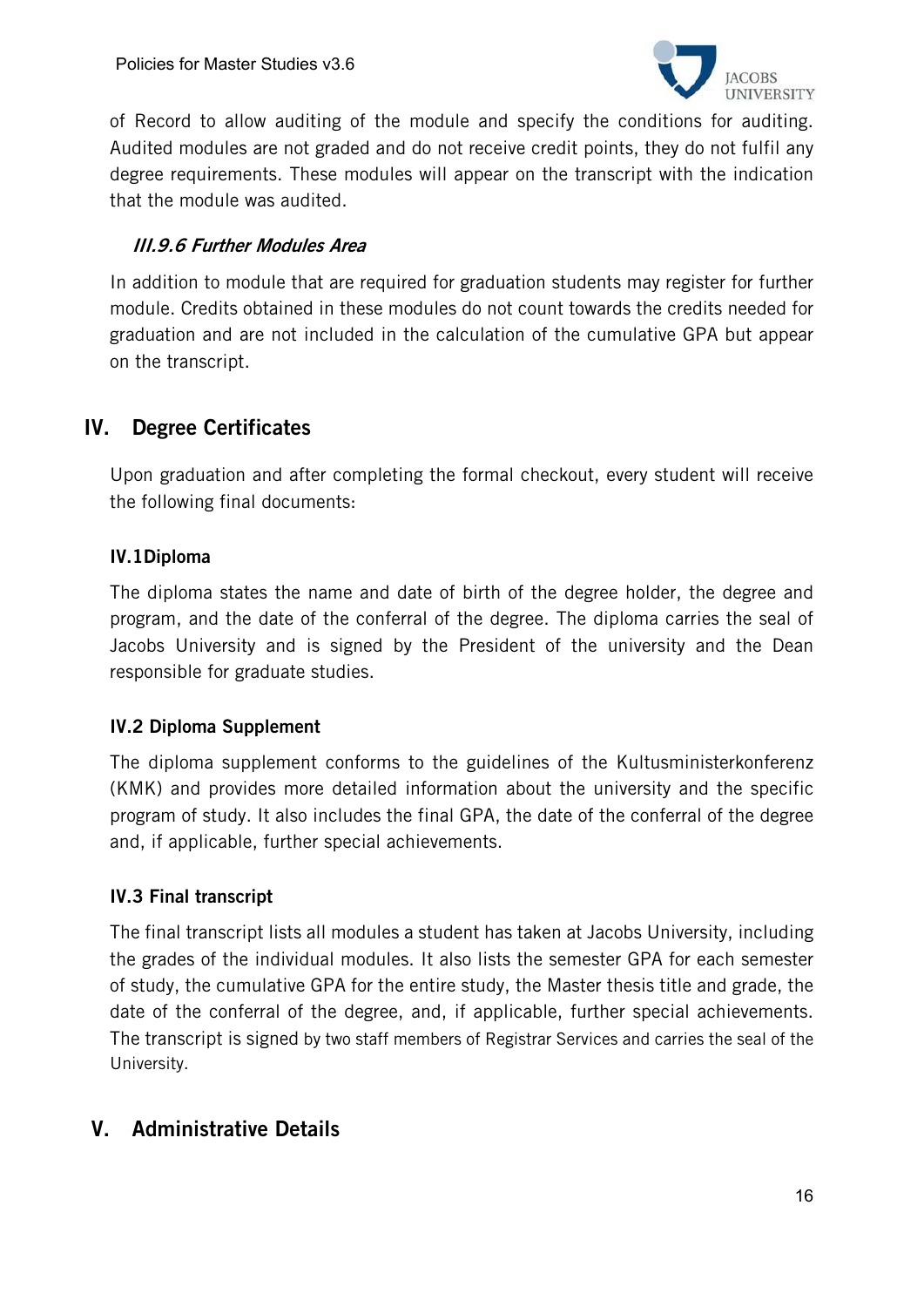of Record to allow auditing of the module and specify the conditions for auditing. Audited modules are not graded and do not receive credit points, they do not fulfil any degree requirements. These modules will appear on the transcript with the indication that the module was audited.

#### *III.9.6 Further Modules Area*

In addition to module that are required for graduation students may register for further module. Credits obtained in these modules do not count towards the credits needed for graduation and are not included in the calculation of the cumulative GPA but appear on the transcript.

## IV. Degree Certificates

Upon graduation and after completing the formal checkout, every student will receive the following final documents:

### IV.1 Diploma

The diploma states the name and date of birth of the degree holder, the degree and program, and the date of the conferral of the degree. The diploma carries the seal of Jacobs University and is signed by the President of the university and the Dean responsible for graduate studies.

### IV.2 Diploma Supplement

The diploma supplement conforms to the guidelines of the Kultusministerkonferenz (KMK) and provides more detailed information about the university and the specific program of study. It also includes the final GPA, the date of the conferral of the degree and, if applicable, further special achievements.

### IV.3 Final transcript

The final transcript lists all modules a student has taken at Jacobs University, including the grades of the individual modules. It also lists the semester GPA for each semester of study, the cumulative GPA for the entire study, the Master thesis title and grade, the date of the conferral of the degree, and, if applicable, further special achievements. The transcript is signed by two staff members of Registrar Services and carries the seal of the University.

## V. Administrative Details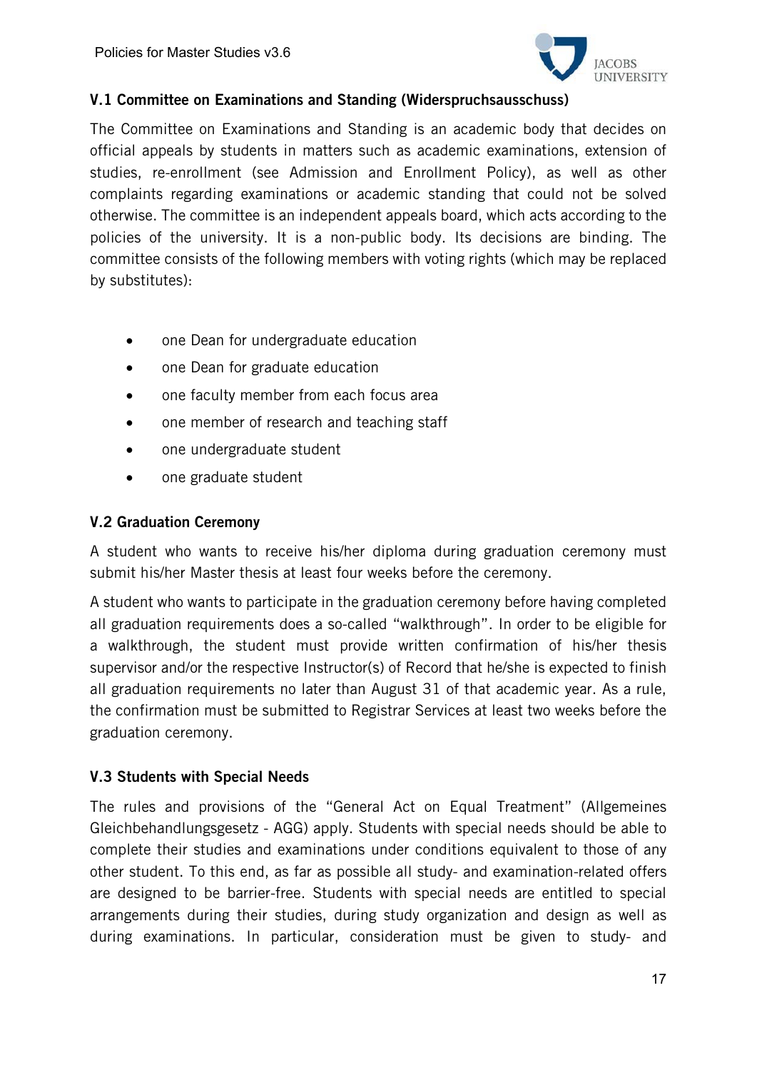### V.1 Committee on Examinations and Standing (Widerspruchsausschuss)

The Committee on Examinations and Standing is an academic body that decides on official appeals by students in matters such as academic examinations, extension of studies, re-enrollment (see Admission and Enrollment Policy), as well as other complaints regarding examinations or academic standing that could not be solved otherwise. The committee is an independent appeals board, which acts according to the policies of the university. It is a non-public body. Its decisions are binding. The committee consists of the following members with voting rights (which may be replaced by substitutes):

- one Dean for undergraduate education
- one Dean for graduate education
- one faculty member from each focus area
- one member of research and teaching staff
- one undergraduate student
- one graduate student

### V.2 Graduation Ceremony

A student who wants to receive his/her diploma during graduation ceremony must submit his/her Master thesis at least four weeks before the ceremony.

A student who wants to participate in the graduation ceremony before having completed all graduation requirements does a so-called "walkthrough". In order to be eligible for a walkthrough, the student must provide written confirmation of his/her thesis supervisor and/or the respective Instructor(s) of Record that he/she is expected to finish all graduation requirements no later than August 31 of that academic year. As a rule, the confirmation must be submitted to Registrar Services at least two weeks before the graduation ceremony.

### V.3 Students with Special Needs

The rules and provisions of the "General Act on Equal Treatment" (Allgemeines Gleichbehandlungsgesetz - AGG) apply. Students with special needs should be able to complete their studies and examinations under conditions equivalent to those of any other student. To this end, as far as possible all study- and examination-related offers are designed to be barrier-free. Students with special needs are entitled to special arrangements during their studies, during study organization and design as well as during examinations. In particular, consideration must be given to study- and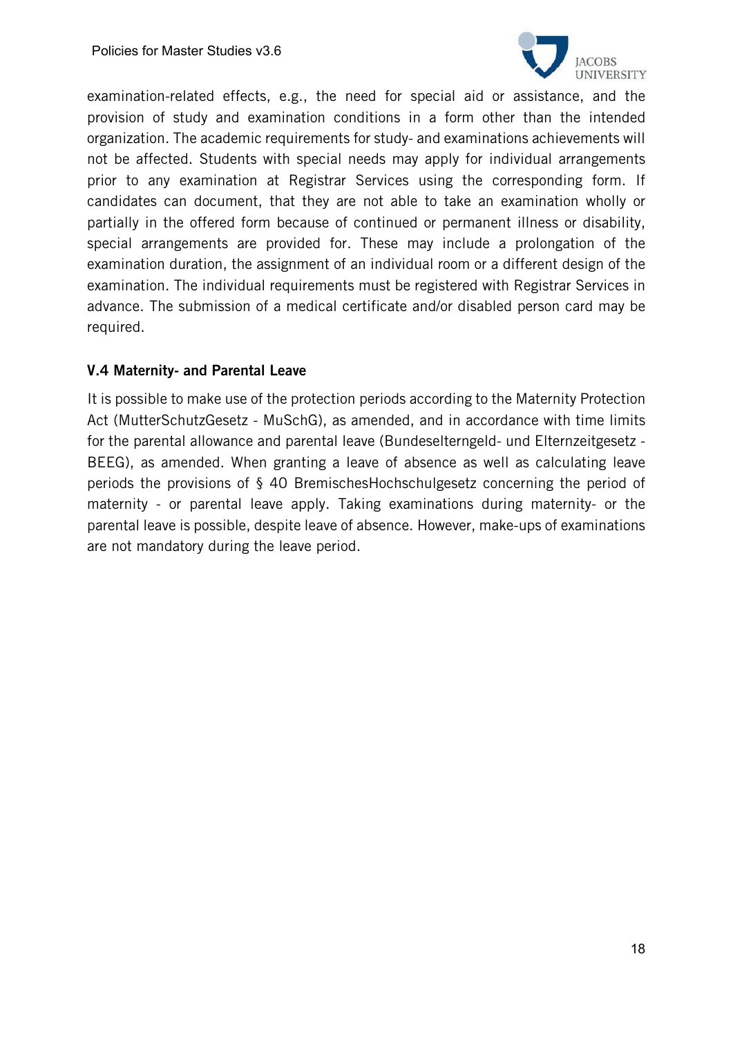examination-related effects, e.g., the need for special aid or assistance, and the provision of study and examination conditions in a form other than the intended organization. The academic requirements for study- and examinations achievements will not be affected. Students with special needs may apply for individual arrangements prior to any examination at Registrar Services using the corresponding form. If candidates can document, that they are not able to take an examination wholly or partially in the offered form because of continued or permanent illness or disability, special arrangements are provided for. These may include a prolongation of the examination duration, the assignment of an individual room or a different design of the examination. The individual requirements must be registered with Registrar Services in advance. The submission of a medical certificate and/or disabled person card may be required.

### V.4 Maternity- and Parental Leave

It is possible to make use of the protection periods according to the Maternity Protection Act (MutterSchutzGesetz - MuSchG), as amended, and in accordance with time limits for the parental allowance and parental leave (Bundeselterngeld- und Elternzeitgesetz - BEEG), as amended. When granting a leave of absence as well as calculating leave periods the provisions of § 40 BremischesHochschulgesetz concerning the period of maternity - or parental leave apply. Taking examinations during maternity- or the parental leave is possible, despite leave of absence. However, make-ups of examinations are not mandatory during the leave period.